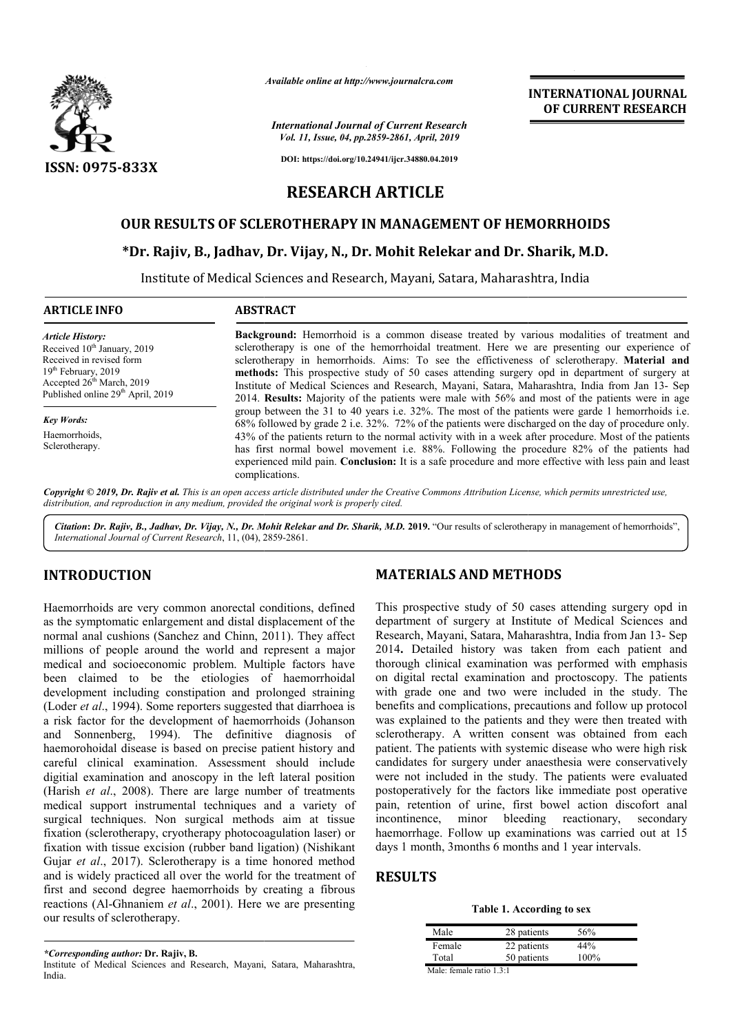# RESEARCH ARTICLE

## OUR RESULTS OF SCLEROTHERAPY IN MANAGEMENT OF HEMORRHOIDS

**\*Dr. Rajiv, B., Jadhav, Dr. Vijay, N., Dr. Mohit Relekar and Dr. Sharik, M.D.**

Institute of Medical Sciences and Research, Mayani, Satara, Maharashtra, India

**ARTICLE INFO**

*Article History:*
Received 10th January, 2019
Received in revised form
19th February, 2019
Accepted 26th March, 2019
Published online 29th April, 2019

*Key Words:*
Haemorrhoids,
Sclerotherapy.

**ABSTRACT**

**Background:** Hemorrhoid is a common disease treated by various modalities of treatment and sclerotherapy is one of the hemorrhoidal treatment. Here we are presenting our experience of sclerotherapy in hemorrhoids. Aims: To see the effictiveness of sclerotherapy. **Material and methods:** This prospective study of 50 cases attending surgery opd in department of surgery at Institute of Medical Sciences and Research, Mayani, Satara, Maharashtra, India from Jan 13- Sep 2014. **Results:** Majority of the patients were male with 56% and most of the patients were in age group between the 31 to 40 years i.e. 32%. The most of the patients were garde 1 hemorrhoids i.e. 68% followed by grade 2 i.e. 32%. 72% of the patients were discharged on the day of procedure only. 43% of the patients return to the normal activity with in a week after procedure. Most of the patients has first normal bowel movement i.e. 88%. Following the procedure 82% of the patients had experienced mild pain. **Conclusion:** It is a safe procedure and more effective with less pain and least complications.

*Copyright © 2019, Dr. Rajiv et al. This is an open access article distributed under the Creative Commons Attribution License, which permits unrestricted use, distribution, and reproduction in any medium, provided the original work is properly cited.*

*Citation*: *Dr. Rajiv, B., Jadhav, Dr. Vijay, N., Dr. Mohit Relekar and Dr. Sharik, M.D.* **2019.** "Our results of sclerotherapy in management of hemorrhoids", *International Journal of Current Research*, 11, (04), 2859-2861.

## INTRODUCTION

Haemorrhoids are very common anorectal conditions, defined as the symptomatic enlargement and distal displacement of the normal anal cushions (Sanchez and Chinn, 2011). They affect millions of people around the world and represent a major medical and socioeconomic problem. Multiple factors have been claimed to be the etiologies of haemorrhoidal development including constipation and prolonged straining (Loder *et al*., 1994). Some reporters suggested that diarrhoea is a risk factor for the development of haemorrhoids (Johanson and Sonnenberg, 1994). The definitive diagnosis of haemorohoidal disease is based on precise patient history and careful clinical examination. Assessment should include digitial examination and anoscopy in the left lateral position (Harish *et al*., 2008). There are large number of treatments medical support instrumental techniques and a variety of surgical techniques. Non surgical methods aim at tissue fixation (sclerotherapy, cryotherapy photocoagulation laser) or fixation with tissue excision (rubber band ligation) (Nishikant Gujar *et al*., 2017). Sclerotherapy is a time honored method and is widely practiced all over the world for the treatment of first and second degree haemorrhoids by creating a fibrous reactions (Al-Ghnaniem *et al*., 2001). Here we are presenting our results of sclerotherapy.

*\*Corresponding author:* **Dr. Rajiv, B.**
Institute of Medical Sciences and Research, Mayani, Satara, Maharashtra, India.

## MATERIALS AND METHODS

This prospective study of 50 cases attending surgery opd in department of surgery at Institute of Medical Sciences and Research, Mayani, Satara, Maharashtra, India from Jan 13- Sep 2014**.** Detailed history was taken from each patient and thorough clinical examination was performed with emphasis on digital rectal examination and proctoscopy. The patients with grade one and two were included in the study. The benefits and complications, precautions and follow up protocol was explained to the patients and they were then treated with sclerotherapy. A written consent was obtained from each patient. The patients with systemic disease who were high risk candidates for surgery under anaesthesia were conservatively were not included in the study. The patients were evaluated postoperatively for the factors like immediate post operative pain, retention of urine, first bowel action discofort anal incontinence, minor bleeding reactionary, secondary haemorrhage. Follow up examinations was carried out at 15 days 1 month, 3months 6 months and 1 year intervals.

## RESULTS

**Table 1. According to sex**

| | | |
|---|---|---|
| Male | 28 patients | 56% |
| Female | 22 patients | 44% |
| Total | 50 patients | 100% |

Male: female ratio 1.3:1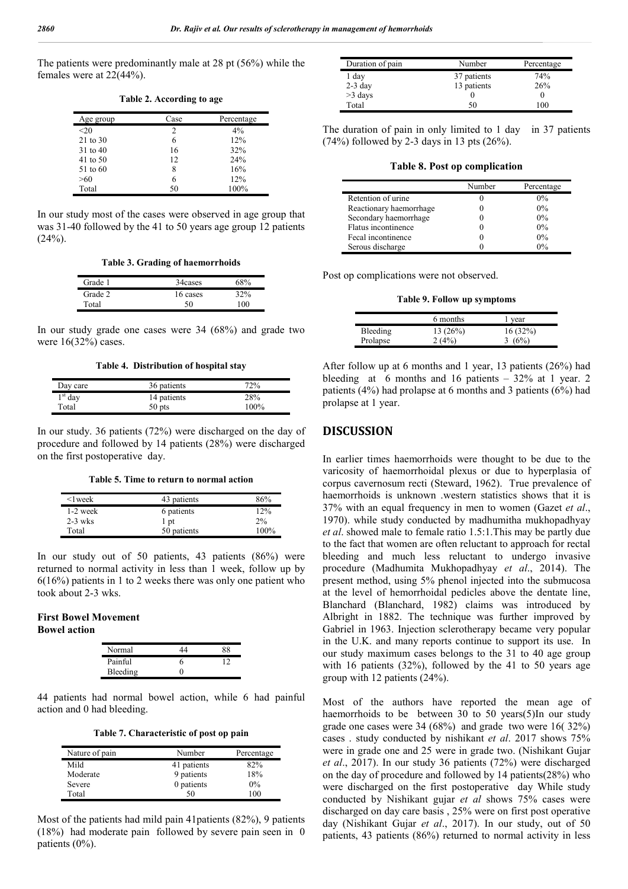The patients were predominantly male at 28 pt (56%) while the females were at 22(44%).

**Table 2. According to age**

| Age group | Case | Percentage |
|---|---|---|
| <20 | 2 | 4% |
| 21 to 30 | 6 | 12% |
| 31 to 40 | 16 | 32% |
| 41 to 50 | 12 | 24% |
| 51 to 60 | 8 | 16% |
| >60 | 6 | 12% |
| Total | 50 | 100% |

In our study most of the cases were observed in age group that was 31-40 followed by the 41 to 50 years age group 12 patients (24%).

**Table 3. Grading of haemorrhoids**

| Grade 1 | 34cases | 68% |
|---|---|---|
| Grade 2 | 16 cases | 32% |
| Total | 50 | 100 |

In our study grade one cases were 34 (68%) and grade two were 16(32%) cases.

**Table 4. Distribution of hospital stay**

| Day care | 36 patients | 72% |
|---|---|---|
| 1st day | 14 patients | 28% |
| Total | 50 pts | 100% |

In our study. 36 patients (72%) were discharged on the day of procedure and followed by 14 patients (28%) were discharged on the first postoperative day.

**Table 5. Time to return to normal action**

| <1week | 43 patients | 86% |
|---|---|---|
| 1-2 week | 6 patients | 12% |
| 2-3 wks | 1 pt | 2% |
| Total | 50 patients | 100% |

In our study out of 50 patients, 43 patients (86%) were returned to normal activity in less than 1 week, follow up by 6(16%) patients in 1 to 2 weeks there was only one patient who took about 2-3 wks.

**First Bowel Movement**

**Bowel action**

| Normal | 44 | 88 |
|---|---|---|
| Painful | 6 | 12 |
| Bleeding | 0 | |

44 patients had normal bowel action, while 6 had painful action and 0 had bleeding.

**Table 7. Characteristic of post op pain**

| Nature of pain | Number | Percentage |
|---|---|---|
| Mild | 41 patients | 82% |
| Moderate | 9 patients | 18% |
| Severe | 0 patients | 0% |
| Total | 50 | 100 |

Most of the patients had mild pain 41patients (82%), 9 patients (18%) had moderate pain followed by severe pain seen in 0 patients (0%).

| Duration of pain | Number | Percentage |
|---|---|---|
| 1 day | 37 patients | 74% |
| 2-3 day | 13 patients | 26% |
| >3 days | 0 | 0 |
| Total | 50 | 100 |

The duration of pain in only limited to 1 day in 37 patients (74%) followed by 2-3 days in 13 pts (26%).

**Table 8. Post op complication**

| | Number | Percentage |
|---|---|---|
| Retention of urine | 0 | 0% |
| Reactionary haemorrhage | 0 | 0% |
| Secondary haemorrhage | 0 | 0% |
| Flatus incontinence | 0 | 0% |
| Fecal incontinence | 0 | 0% |
| Serous discharge | 0 | 0% |

Post op complications were not observed.

**Table 9. Follow up symptoms**

| | 6 months | 1 year |
|---|---|---|
| Bleeding | 13 (26%) | 16 (32%) |
| Prolapse | 2 (4%) | 3 (6%) |

After follow up at 6 months and 1 year, 13 patients (26%) had bleeding at 6 months and 16 patients – 32% at 1 year. 2 patients (4%) had prolapse at 6 months and 3 patients (6%) had prolapse at 1 year.

## DISCUSSION

In earlier times haemorrhoids were thought to be due to the varicosity of haemorrhoidal plexus or due to hyperplasia of corpus cavernosum recti (Steward, 1962). True prevalence of haemorrhoids is unknown .western statistics shows that it is 37% with an equal frequency in men to women (Gazet *et al*., 1970). while study conducted by madhumitha mukhopadhyay *et al*. showed male to female ratio 1.5:1.This may be partly due to the fact that women are often reluctant to approach for rectal bleeding and much less reluctant to undergo invasive procedure (Madhumita Mukhopadhyay *et al*., 2014). The present method, using 5% phenol injected into the submucosa at the level of hemorrhoidal pedicles above the dentate line, Blanchard (Blanchard, 1982) claims was introduced by Albright in 1882. The technique was further improved by Gabriel in 1963. Injection sclerotherapy became very popular in the U.K. and many reports continue to support its use. In our study maximum cases belongs to the 31 to 40 age group with 16 patients (32%), followed by the 41 to 50 years age group with 12 patients (24%).

Most of the authors have reported the mean age of haemorrhoids to be between 30 to 50 years(5)In our study grade one cases were 34 (68%) and grade two were 16( 32%) cases . study conducted by nishikant *et al*. 2017 shows 75% were in grade one and 25 were in grade two. (Nishikant Gujar *et al*., 2017). In our study 36 patients (72%) were discharged on the day of procedure and followed by 14 patients(28%) who were discharged on the first postoperative day While study conducted by Nishikant gujar *et al* shows 75% cases were discharged on day care basis , 25% were on first post operative day (Nishikant Gujar *et al*., 2017). In our study, out of 50 patients, 43 patients (86%) returned to normal activity in less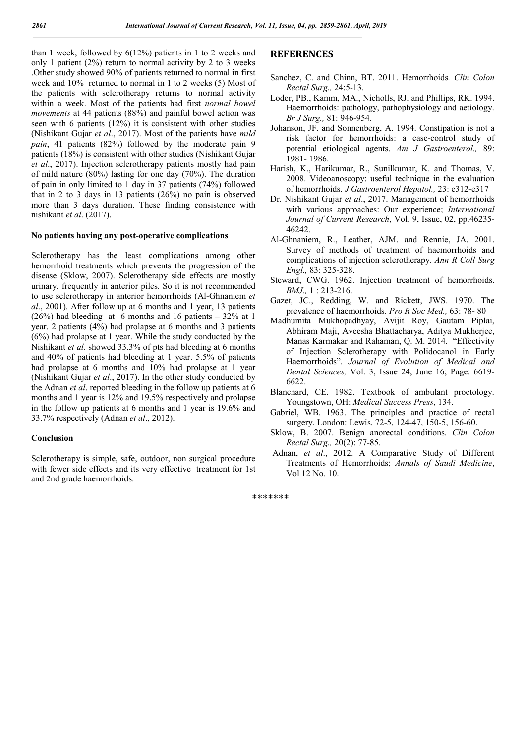than 1 week, followed by 6(12%) patients in 1 to 2 weeks and only 1 patient (2%) return to normal activity by 2 to 3 weeks .Other study showed 90% of patients returned to normal in first week and 10% returned to normal in 1 to 2 weeks (5) Most of the patients with sclerotherapy returns to normal activity within a week. Most of the patients had first *normal bowel movements* at 44 patients (88%) and painful bowel action was seen with 6 patients (12%) it is consistent with other studies (Nishikant Gujar *et al*., 2017). Most of the patients have *mild pain*, 41 patients (82%) followed by the moderate pain 9 patients (18%) is consistent with other studies (Nishikant Gujar *et al*., 2017). Injection sclerotherapy patients mostly had pain of mild nature (80%) lasting for one day (70%). The duration of pain in only limited to 1 day in 37 patients (74%) followed that in 2 to 3 days in 13 patients (26%) no pain is observed more than 3 days duration. These finding consistence with nishikant *et al*. (2017).

**No patients having any post-operative complications**

Sclerotherapy has the least complications among other hemorrhoid treatments which prevents the progression of the disease (Sklow, 2007). Sclerotherapy side effects are mostly urinary, frequently in anterior piles. So it is not recommended to use sclerotherapy in anterior hemorrhoids (Al-Ghnaniem *et al*., 2001). After follow up at 6 months and 1 year, 13 patients (26%) had bleeding at 6 months and 16 patients – 32% at 1 year. 2 patients (4%) had prolapse at 6 months and 3 patients (6%) had prolapse at 1 year. While the study conducted by the Nishikant *et al*. showed 33.3% of pts had bleeding at 6 months and 40% of patients had bleeding at 1 year. 5.5% of patients had prolapse at 6 months and 10% had prolapse at 1 year (Nishikant Gujar *et al*., 2017). In the other study conducted by the Adnan *et al*. reported bleeding in the follow up patients at 6 months and 1 year is 12% and 19.5% respectively and prolapse in the follow up patients at 6 months and 1 year is 19.6% and 33.7% respectively (Adnan *et al*., 2012).

**Conclusion**

Sclerotherapy is simple, safe, outdoor, non surgical procedure with fewer side effects and its very effective treatment for 1st and 2nd grade haemorrhoids.

## REFERENCES

Sanchez, C. and Chinn, BT. 2011. Hemorrhoids*. Clin Colon Rectal Surg.,* 24:5-13.

Loder, PB., Kamm, MA., Nicholls, RJ. and Phillips, RK. 1994. Haemorrhoids: pathology, pathophysiology and aetiology. *Br J Surg.,* 81: 946-954.

Johanson, JF. and Sonnenberg, A. 1994. Constipation is not a risk factor for hemorrhoids: a case-control study of potential etiological agents. *Am J Gastroenterol.,* 89: 1981- 1986.

Harish, K., Harikumar, R., Sunilkumar, K. and Thomas, V. 2008. Videoanoscopy: useful technique in the evaluation of hemorrhoids. *J Gastroenterol Hepatol.,* 23: e312-e317

Dr. Nishikant Gujar *et al*., 2017. Management of hemorrhoids with various approaches: Our experience; *International Journal of Current Research*, Vol. 9, Issue, 02, pp.46235-46242.

Al-Ghnaniem, R., Leather, AJM. and Rennie, JA. 2001. Survey of methods of treatment of haemorrhoids and complications of injection sclerotherapy. *Ann R Coll Surg Engl.,* 83: 325-328.

Steward, CWG. 1962. Injection treatment of hemorrhoids. *BMJ.,* 1 : 213-216.

Gazet, JC., Redding, W. and Rickett, JWS. 1970. The prevalence of haemorrhoids. *Pro R Soc Med.,* 63: 78- 80

Madhumita Mukhopadhyay, Avijit Roy, Gautam Piplai, Abhiram Maji, Aveesha Bhattacharya, Aditya Mukherjee, Manas Karmakar and Rahaman, Q. M. 2014. "Effectivity of Injection Sclerotherapy with Polidocanol in Early Haemorrhoids". *Journal of Evolution of Medical and Dental Sciences,* Vol. 3, Issue 24, June 16; Page: 6619-6622.

Blanchard, CE. 1982. Textbook of ambulant proctology. Youngstown, OH: *Medical Success Press*, 134.

Gabriel, WB. 1963. The principles and practice of rectal surgery. London: Lewis, 72-5, 124-47, 150-5, 156-60.

Sklow, B. 2007. Benign anorectal conditions. *Clin Colon Rectal Surg.,* 20(2): 77-85.

Adnan, *et al*., 2012. A Comparative Study of Different Treatments of Hemorrhoids; *Annals of Saudi Medicine*, Vol 12 No. 10.

*******